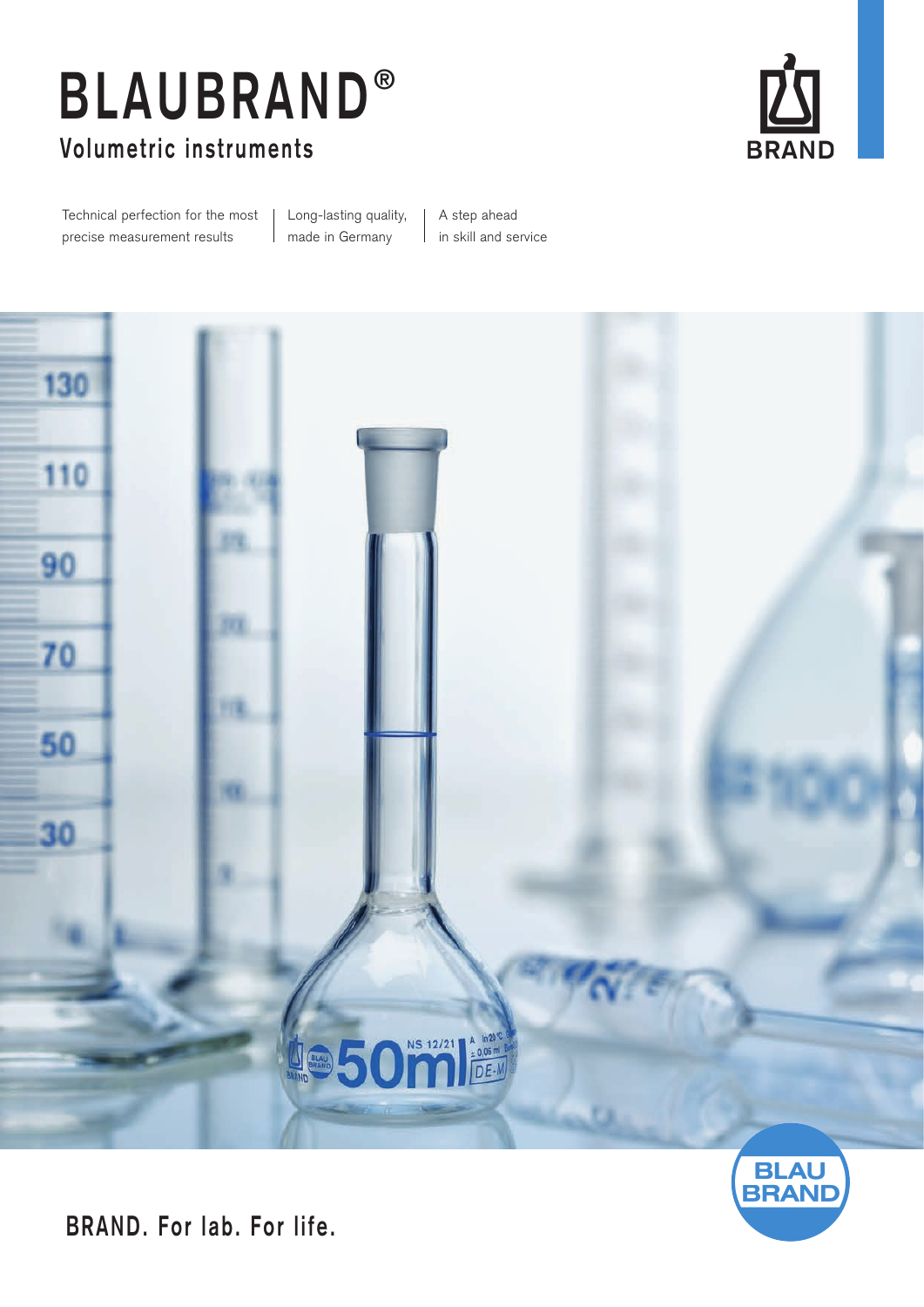# BLAUBRAND®

## Volumetric instruments

Technical perfection for the most precise measurement results | Long-lasting quality, made in Germany | A step ahead in skill and service

BRAND. For lab. For life.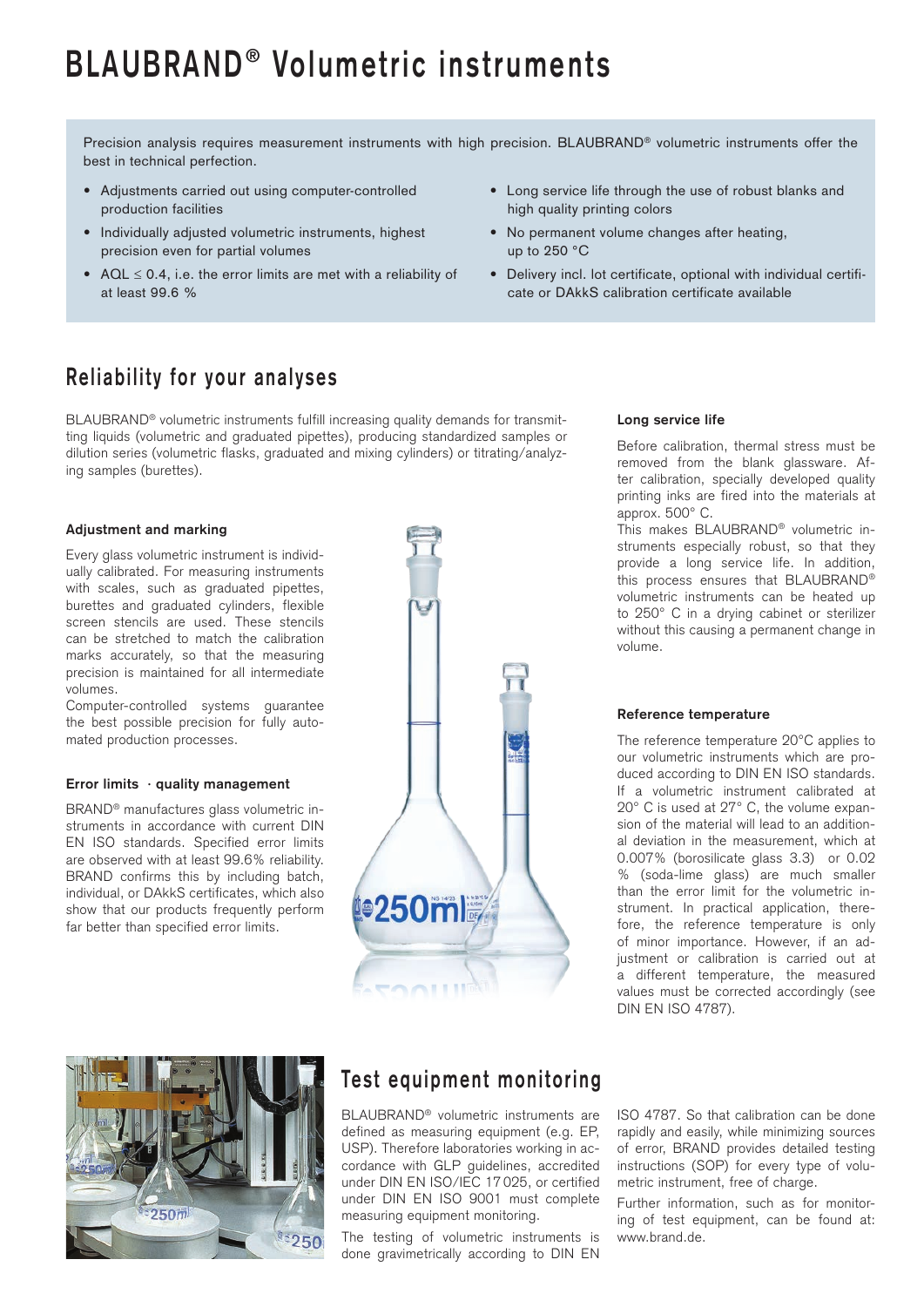# BLAUBRAND® Volumetric instruments

Precision analysis requires measurement instruments with high precision. BLAUBRAND® volumetric instruments offer the best in technical perfection.

- Adjustments carried out using computer-controlled production facilities
- Individually adjusted volumetric instruments, highest precision even for partial volumes
- AQL ≤ 0.4, i.e. the error limits are met with a reliability of at least 99.6 %
- Long service life through the use of robust blanks and high quality printing colors
- No permanent volume changes after heating, up to 250 °C
- Delivery incl. lot certificate, optional with individual certificate or DAkkS calibration certificate available

## Reliability for your analyses

BLAUBRAND® volumetric instruments fulfill increasing quality demands for transmitting liquids (volumetric and graduated pipettes), producing standardized samples or dilution series (volumetric flasks, graduated and mixing cylinders) or titrating/analyzing samples (burettes).

### Adjustment and marking

Every glass volumetric instrument is individually calibrated. For measuring instruments with scales, such as graduated pipettes, burettes and graduated cylinders, flexible screen stencils are used. These stencils can be stretched to match the calibration marks accurately, so that the measuring precision is maintained for all intermediate volumes.

Computer-controlled systems guarantee the best possible precision for fully automated production processes.

### Error limits · quality management

BRAND® manufactures glass volumetric instruments in accordance with current DIN EN ISO standards. Specified error limits are observed with at least 99.6% reliability. BRAND confirms this by including batch, individual, or DAkkS certificates, which also show that our products frequently perform far better than specified error limits.

### Long service life

Before calibration, thermal stress must be removed from the blank glassware. After calibration, specially developed quality printing inks are fired into the materials at approx. 500° C.

This makes BLAUBRAND® volumetric instruments especially robust, so that they provide a long service life. In addition, this process ensures that BLAUBRAND® volumetric instruments can be heated up to 250° C in a drying cabinet or sterilizer without this causing a permanent change in volume.

### Reference temperature

The reference temperature 20°C applies to our volumetric instruments which are produced according to DIN EN ISO standards. If a volumetric instrument calibrated at 20° C is used at 27° C, the volume expansion of the material will lead to an additional deviation in the measurement, which at 0.007% (borosilicate glass 3.3) or 0.02 % (soda-lime glass) are much smaller than the error limit for the volumetric instrument. In practical application, therefore, the reference temperature is only of minor importance. However, if an adjustment or calibration is carried out at a different temperature, the measured values must be corrected accordingly (see DIN EN ISO 4787).

## Test equipment monitoring

BLAUBRAND® volumetric instruments are defined as measuring equipment (e.g. EP, USP). Therefore laboratories working in accordance with GLP guidelines, accredited under DIN EN ISO/IEC 17025, or certified under DIN EN ISO 9001 must complete measuring equipment monitoring.

The testing of volumetric instruments is done gravimetrically according to DIN EN ISO 4787. So that calibration can be done rapidly and easily, while minimizing sources of error, BRAND provides detailed testing instructions (SOP) for every type of volumetric instrument, free of charge.

Further information, such as for monitoring of test equipment, can be found at: www.brand.de.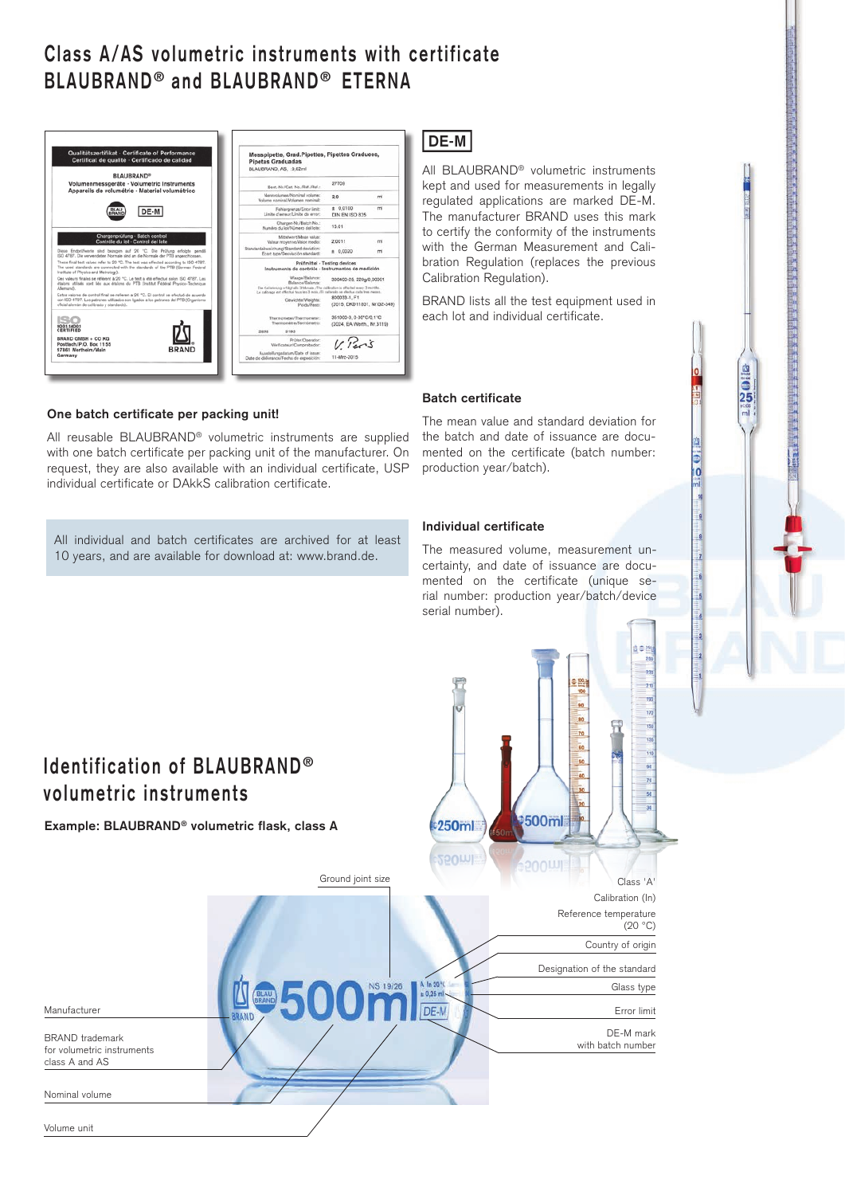# Class A/AS volumetric instruments with certificate BLAUBRAND® and BLAUBRAND® ETERNA

### One batch certificate per packing unit!

All reusable BLAUBRAND® volumetric instruments are supplied with one batch certificate per packing unit of the manufacturer. On request, they are also available with an individual certificate, USP individual certificate or DAkkS calibration certificate.

All individual and batch certificates are archived for at least 10 years, and are available for download at: www.brand.de.

**DE-M**

All BLAUBRAND® volumetric instruments kept and used for measurements in legally regulated applications are marked DE-M. The manufacturer BRAND uses this mark to certify the conformity of the instruments with the German Measurement and Calibration Regulation (replaces the previous Calibration Regulation).

BRAND lists all the test equipment used in each lot and individual certificate.

### Batch certificate

The mean value and standard deviation for the batch and date of issuance are documented on the certificate (batch number: production year/batch).

### Individual certificate

The measured volume, measurement uncertainty, and date of issuance are documented on the certificate (unique serial number: production year/batch/device serial number).

# Identification of BLAUBRAND® volumetric instruments

**Example: BLAUBRAND® volumetric flask, class A**

- Manufacturer
- BRAND trademark for volumetric instruments class A and AS
- Nominal volume
- Volume unit
- Ground joint size
- Class 'A'
- Calibration (In)
- Reference temperature (20 °C)
- Country of origin
- Designation of the standard
- Glass type
- Error limit
- DE-M mark with batch number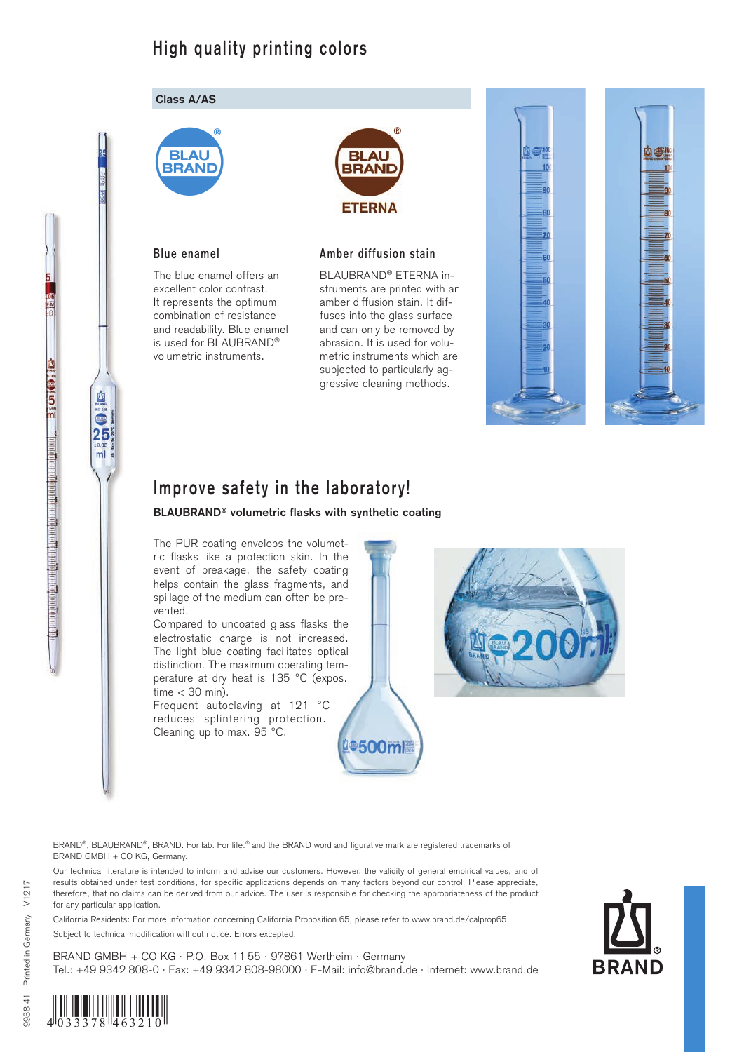# High quality printing colors

## Class A/AS

### Blue enamel

The blue enamel offers an excellent color contrast. It represents the optimum combination of resistance and readability. Blue enamel is used for BLAUBRAND® volumetric instruments.

### Amber diffusion stain

BLAUBRAND® ETERNA instruments are printed with an amber diffusion stain. It diffuses into the glass surface and can only be removed by abrasion. It is used for volumetric instruments which are subjected to particularly aggressive cleaning methods.

# Improve safety in the laboratory!

**BLAUBRAND® volumetric flasks with synthetic coating**

The PUR coating envelops the volumetric flasks like a protection skin. In the event of breakage, the safety coating helps contain the glass fragments, and spillage of the medium can often be prevented.

Compared to uncoated glass flasks the electrostatic charge is not increased. The light blue coating facilitates optical distinction. The maximum operating temperature at dry heat is 135 °C (expos. time < 30 min).

Frequent autoclaving at 121 °C reduces splintering protection. Cleaning up to max. 95 °C.

BRAND®, BLAUBRAND®, BRAND. For lab. For life.® and the BRAND word and figurative mark are registered trademarks of BRAND GMBH + CO KG, Germany.

Our technical literature is intended to inform and advise our customers. However, the validity of general empirical values, and of results obtained under test conditions, for specific applications depends on many factors beyond our control. Please appreciate, therefore, that no claims can be derived from our advice. The user is responsible for checking the appropriateness of the product for any particular application.

California Residents: For more information concerning California Proposition 65, please refer to www.brand.de/calprop65

Subject to technical modification without notice. Errors excepted.

BRAND GMBH + CO KG · P.O. Box 11 55 · 97861 Wertheim · Germany
Tel.: +49 9342 808-0 · Fax: +49 9342 808-98000 · E-Mail: info@brand.de · Internet: www.brand.de

9938 41 · Printed in Germany · V1217

4 033378 463210